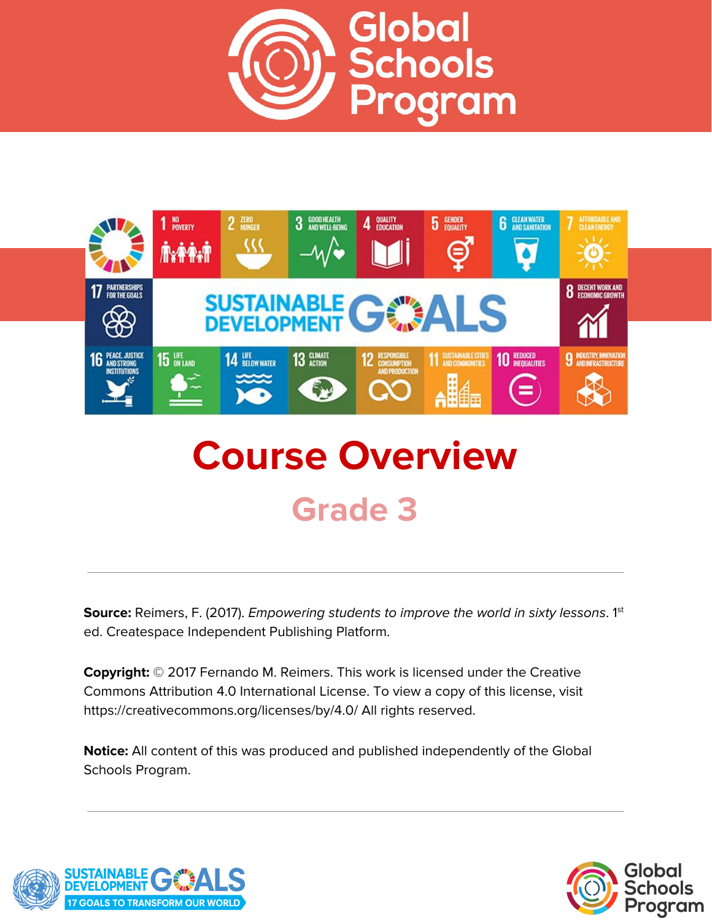# Global Schools Program

# Course Overview

## Grade 3

---

**Source:** Reimers, F. (2017). *Empowering students to improve the world in sixty lessons*. 1st ed. Createspace Independent Publishing Platform.

**Copyright:** © 2017 Fernando M. Reimers. This work is licensed under the Creative Commons Attribution 4.0 International License. To view a copy of this license, visit https://creativecommons.org/licenses/by/4.0/ All rights reserved.

**Notice:** All content of this was produced and published independently of the Global Schools Program.

---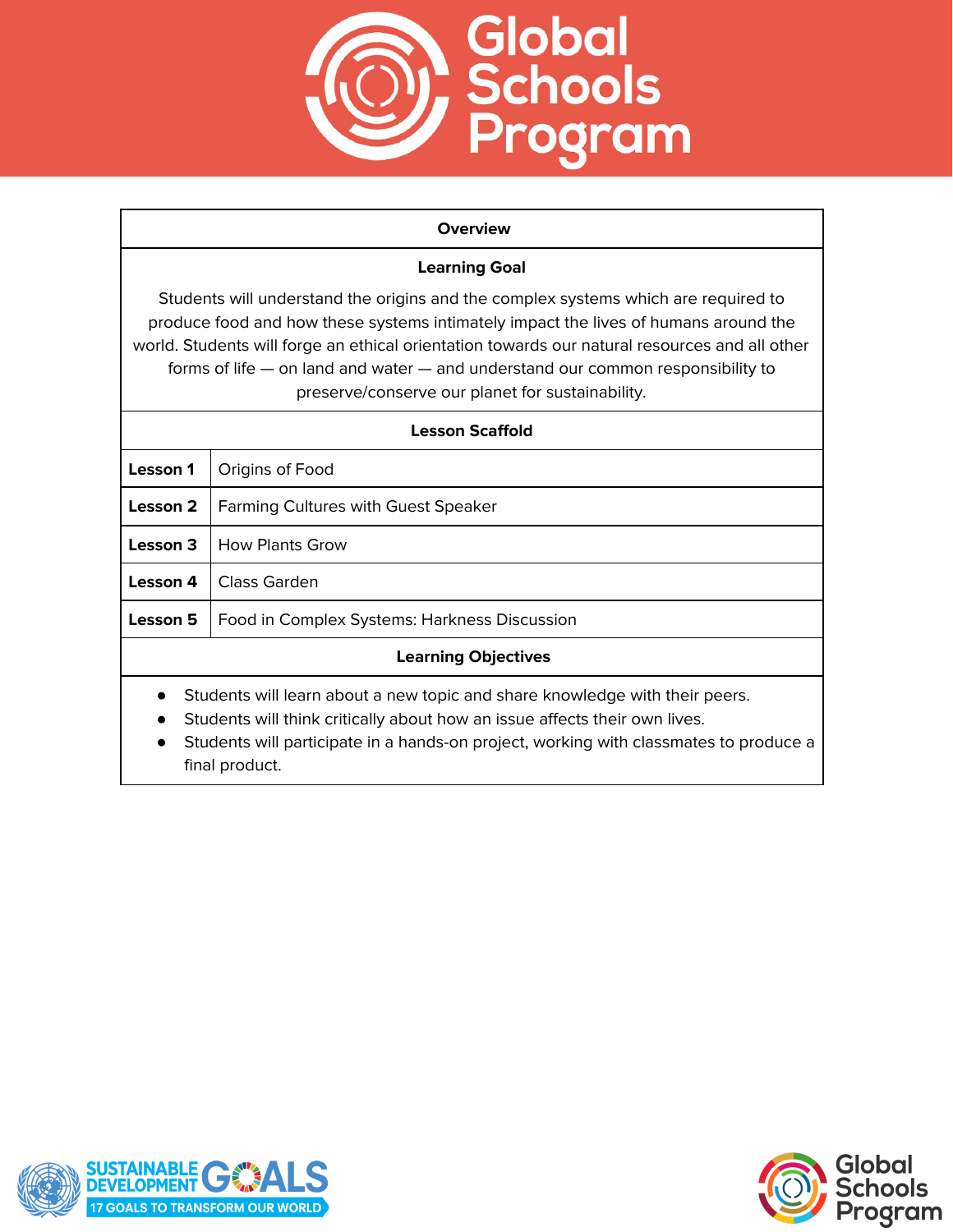## Overview

### Learning Goal

Students will understand the origins and the complex systems which are required to produce food and how these systems intimately impact the lives of humans around the world. Students will forge an ethical orientation towards our natural resources and all other forms of life — on land and water — and understand our common responsibility to preserve/conserve our planet for sustainability.

### Lesson Scaffold

| | |
|---|---|
| **Lesson 1** | Origins of Food |
| **Lesson 2** | Farming Cultures with Guest Speaker |
| **Lesson 3** | How Plants Grow |
| **Lesson 4** | Class Garden |
| **Lesson 5** | Food in Complex Systems: Harkness Discussion |

### Learning Objectives

- Students will learn about a new topic and share knowledge with their peers.
- Students will think critically about how an issue affects their own lives.
- Students will participate in a hands-on project, working with classmates to produce a final product.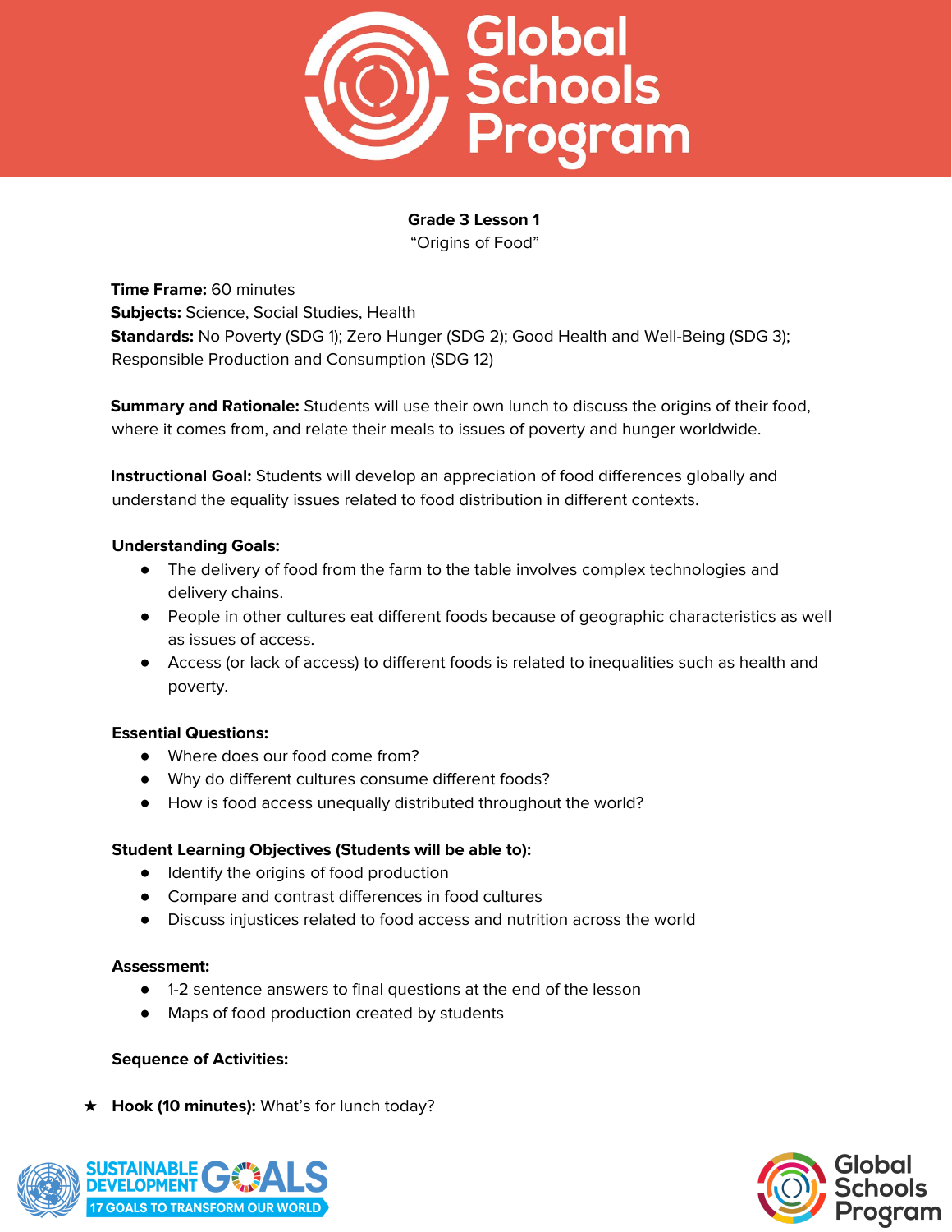**Grade 3 Lesson 1**
"Origins of Food"

**Time Frame:** 60 minutes
**Subjects:** Science, Social Studies, Health
**Standards:** No Poverty (SDG 1); Zero Hunger (SDG 2); Good Health and Well-Being (SDG 3); Responsible Production and Consumption (SDG 12)

**Summary and Rationale:** Students will use their own lunch to discuss the origins of their food, where it comes from, and relate their meals to issues of poverty and hunger worldwide.

**Instructional Goal:** Students will develop an appreciation of food differences globally and understand the equality issues related to food distribution in different contexts.

**Understanding Goals:**

- The delivery of food from the farm to the table involves complex technologies and delivery chains.
- People in other cultures eat different foods because of geographic characteristics as well as issues of access.
- Access (or lack of access) to different foods is related to inequalities such as health and poverty.

**Essential Questions:**

- Where does our food come from?
- Why do different cultures consume different foods?
- How is food access unequally distributed throughout the world?

**Student Learning Objectives (Students will be able to):**

- Identify the origins of food production
- Compare and contrast differences in food cultures
- Discuss injustices related to food access and nutrition across the world

**Assessment:**

- 1-2 sentence answers to final questions at the end of the lesson
- Maps of food production created by students

**Sequence of Activities:**

★ **Hook (10 minutes):** What's for lunch today?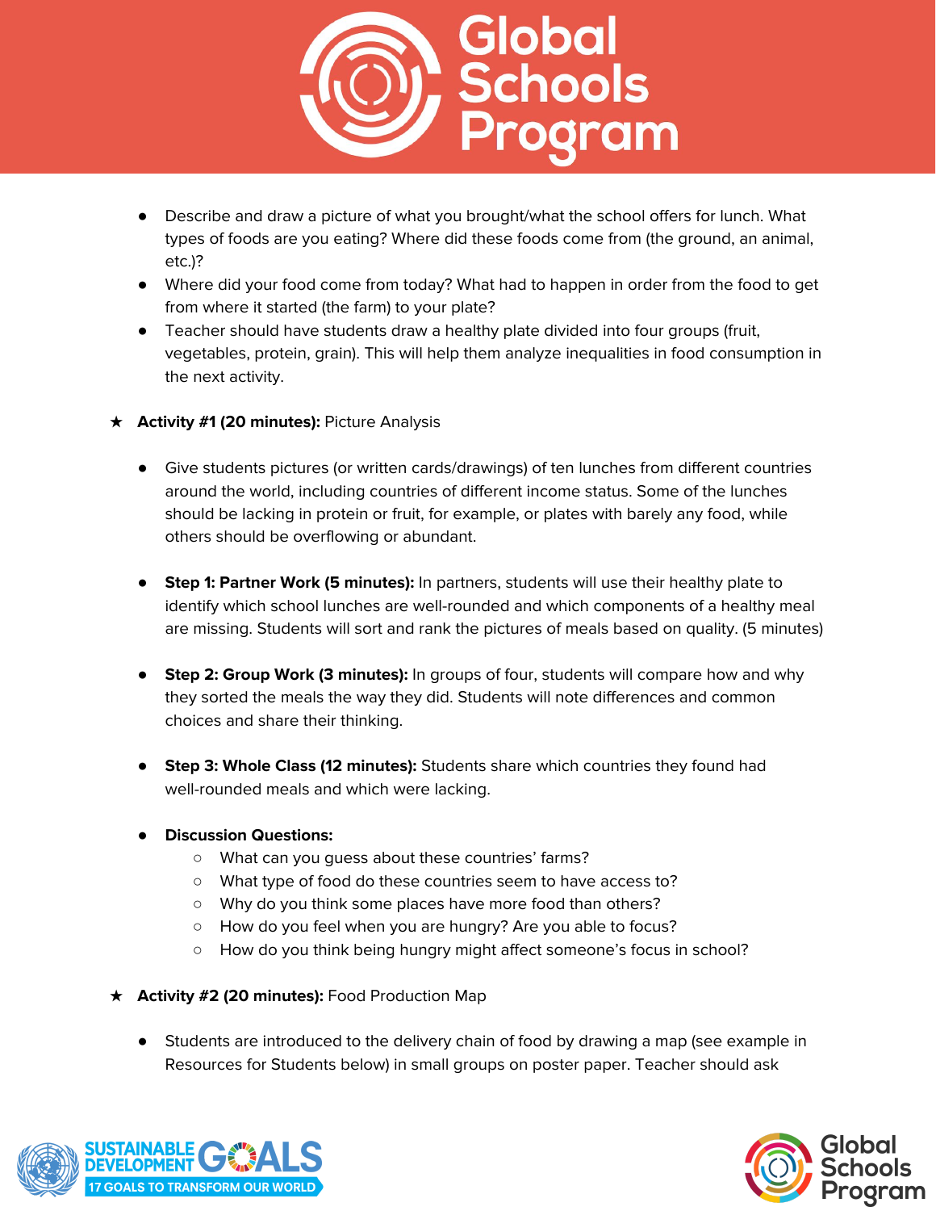- Describe and draw a picture of what you brought/what the school offers for lunch. What types of foods are you eating? Where did these foods come from (the ground, an animal, etc.)?
- Where did your food come from today? What had to happen in order from the food to get from where it started (the farm) to your plate?
- Teacher should have students draw a healthy plate divided into four groups (fruit, vegetables, protein, grain). This will help them analyze inequalities in food consumption in the next activity.

★ **Activity #1 (20 minutes):** Picture Analysis

- Give students pictures (or written cards/drawings) of ten lunches from different countries around the world, including countries of different income status. Some of the lunches should be lacking in protein or fruit, for example, or plates with barely any food, while others should be overflowing or abundant.

- **Step 1: Partner Work (5 minutes):** In partners, students will use their healthy plate to identify which school lunches are well-rounded and which components of a healthy meal are missing. Students will sort and rank the pictures of meals based on quality. (5 minutes)

- **Step 2: Group Work (3 minutes):** In groups of four, students will compare how and why they sorted the meals the way they did. Students will note differences and common choices and share their thinking.

- **Step 3: Whole Class (12 minutes):** Students share which countries they found had well-rounded meals and which were lacking.

- **Discussion Questions:**
  - What can you guess about these countries' farms?
  - What type of food do these countries seem to have access to?
  - Why do you think some places have more food than others?
  - How do you feel when you are hungry? Are you able to focus?
  - How do you think being hungry might affect someone's focus in school?

★ **Activity #2 (20 minutes):** Food Production Map

- Students are introduced to the delivery chain of food by drawing a map (see example in Resources for Students below) in small groups on poster paper. Teacher should ask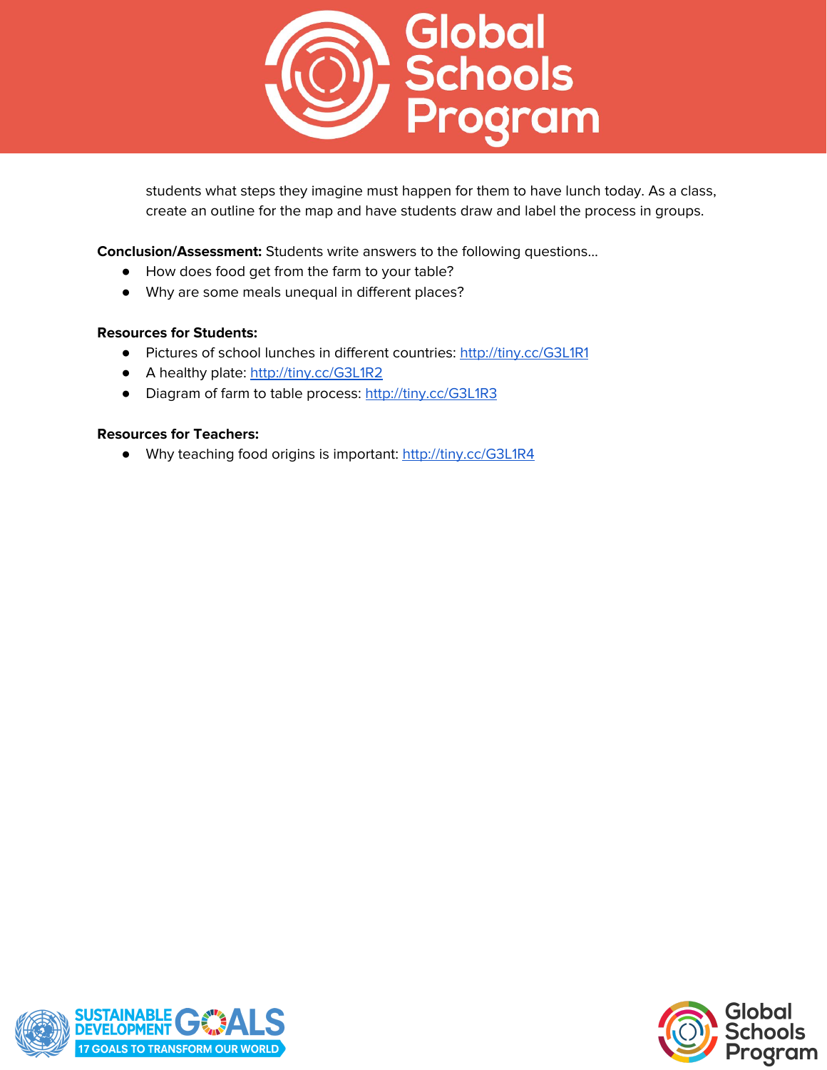students what steps they imagine must happen for them to have lunch today. As a class, create an outline for the map and have students draw and label the process in groups.

**Conclusion/Assessment:** Students write answers to the following questions…

- How does food get from the farm to your table?
- Why are some meals unequal in different places?

**Resources for Students:**

- Pictures of school lunches in different countries: [http://tiny.cc/G3L1R1](http://tiny.cc/G3L1R1)
- A healthy plate: [http://tiny.cc/G3L1R2](http://tiny.cc/G3L1R2)
- Diagram of farm to table process: [http://tiny.cc/G3L1R3](http://tiny.cc/G3L1R3)

**Resources for Teachers:**

- Why teaching food origins is important: [http://tiny.cc/G3L1R4](http://tiny.cc/G3L1R4)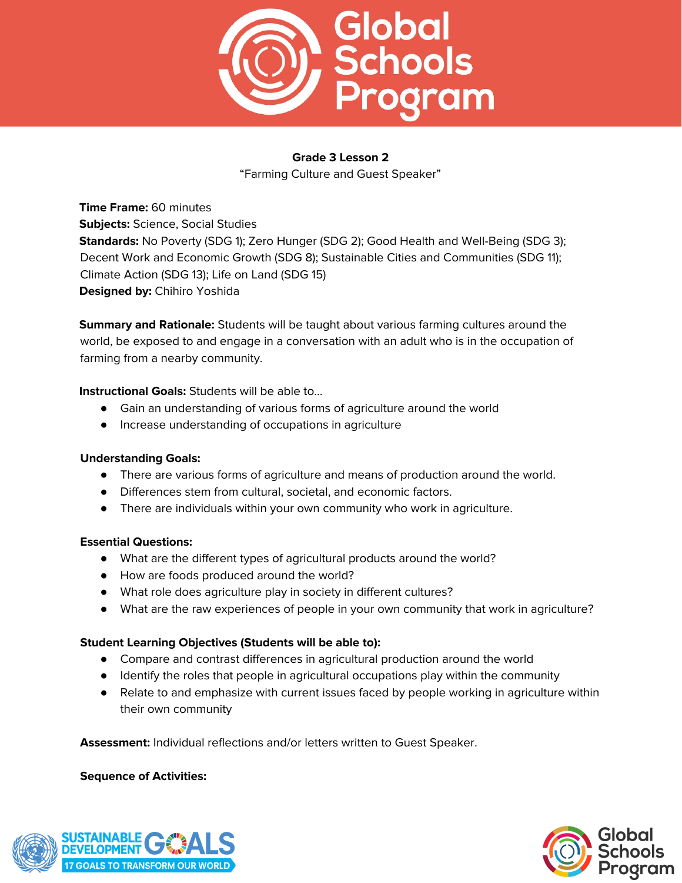**Grade 3 Lesson 2**

"Farming Culture and Guest Speaker"

**Time Frame:** 60 minutes
**Subjects:** Science, Social Studies
**Standards:** No Poverty (SDG 1); Zero Hunger (SDG 2); Good Health and Well-Being (SDG 3); Decent Work and Economic Growth (SDG 8); Sustainable Cities and Communities (SDG 11); Climate Action (SDG 13); Life on Land (SDG 15)
**Designed by:** Chihiro Yoshida

**Summary and Rationale:** Students will be taught about various farming cultures around the world, be exposed to and engage in a conversation with an adult who is in the occupation of farming from a nearby community.

**Instructional Goals:** Students will be able to…

- Gain an understanding of various forms of agriculture around the world
- Increase understanding of occupations in agriculture

**Understanding Goals:**

- There are various forms of agriculture and means of production around the world.
- Differences stem from cultural, societal, and economic factors.
- There are individuals within your own community who work in agriculture.

**Essential Questions:**

- What are the different types of agricultural products around the world?
- How are foods produced around the world?
- What role does agriculture play in society in different cultures?
- What are the raw experiences of people in your own community that work in agriculture?

**Student Learning Objectives (Students will be able to):**

- Compare and contrast differences in agricultural production around the world
- Identify the roles that people in agricultural occupations play within the community
- Relate to and emphasize with current issues faced by people working in agriculture within their own community

**Assessment:** Individual reflections and/or letters written to Guest Speaker.

**Sequence of Activities:**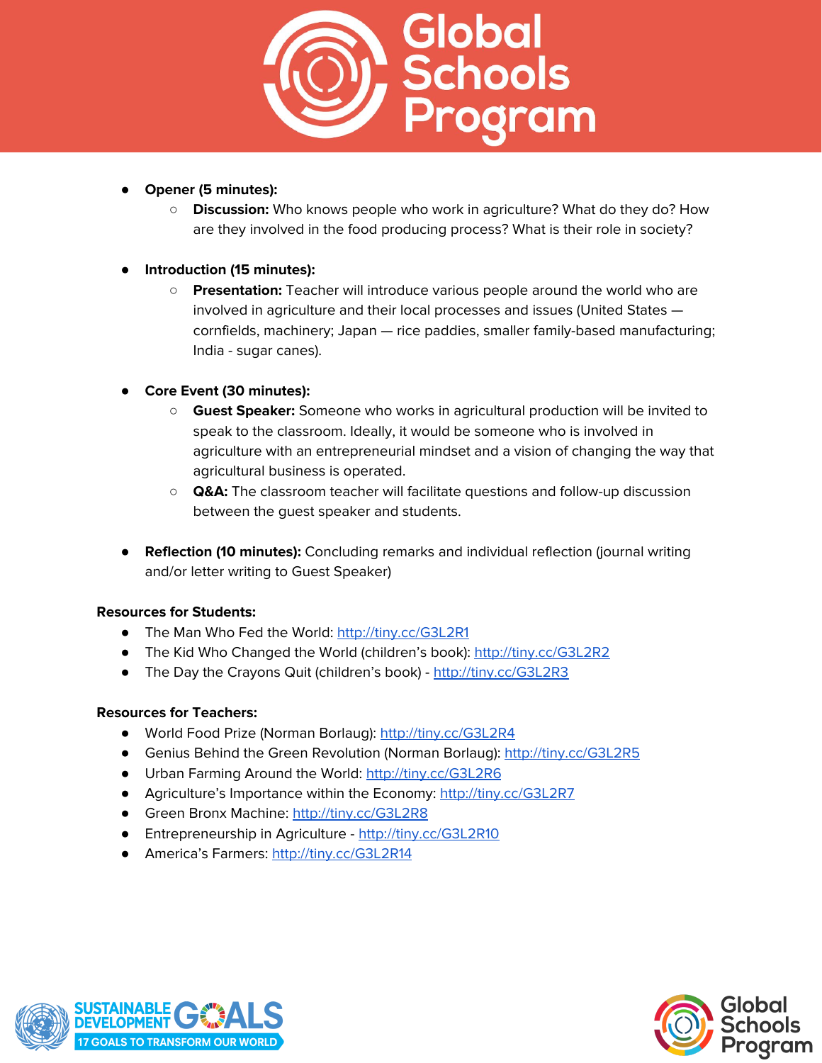- **Opener (5 minutes):**
  - **Discussion:** Who knows people who work in agriculture? What do they do? How are they involved in the food producing process? What is their role in society?

- **Introduction (15 minutes):**
  - **Presentation:** Teacher will introduce various people around the world who are involved in agriculture and their local processes and issues (United States — cornfields, machinery; Japan — rice paddies, smaller family-based manufacturing; India - sugar canes).

- **Core Event (30 minutes):**
  - **Guest Speaker:** Someone who works in agricultural production will be invited to speak to the classroom. Ideally, it would be someone who is involved in agriculture with an entrepreneurial mindset and a vision of changing the way that agricultural business is operated.
  - **Q&A:** The classroom teacher will facilitate questions and follow-up discussion between the guest speaker and students.

- **Reflection (10 minutes):** Concluding remarks and individual reflection (journal writing and/or letter writing to Guest Speaker)

**Resources for Students:**

- The Man Who Fed the World: http://tiny.cc/G3L2R1
- The Kid Who Changed the World (children's book): http://tiny.cc/G3L2R2
- The Day the Crayons Quit (children's book) - http://tiny.cc/G3L2R3

**Resources for Teachers:**

- World Food Prize (Norman Borlaug): http://tiny.cc/G3L2R4
- Genius Behind the Green Revolution (Norman Borlaug): http://tiny.cc/G3L2R5
- Urban Farming Around the World: http://tiny.cc/G3L2R6
- Agriculture's Importance within the Economy: http://tiny.cc/G3L2R7
- Green Bronx Machine: http://tiny.cc/G3L2R8
- Entrepreneurship in Agriculture - http://tiny.cc/G3L2R10
- America's Farmers: http://tiny.cc/G3L2R14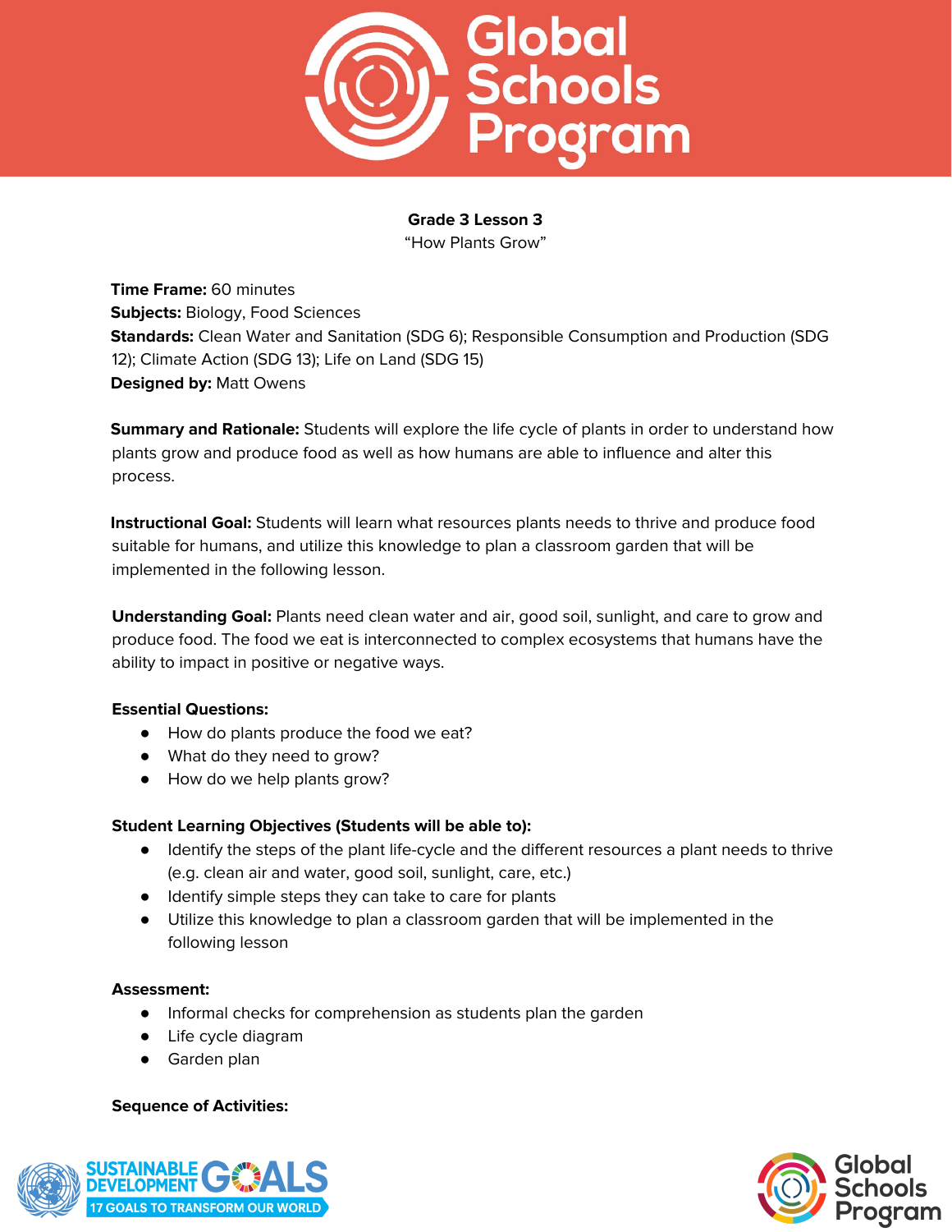**Grade 3 Lesson 3**
"How Plants Grow"

**Time Frame:** 60 minutes
**Subjects:** Biology, Food Sciences
**Standards:** Clean Water and Sanitation (SDG 6); Responsible Consumption and Production (SDG 12); Climate Action (SDG 13); Life on Land (SDG 15)
**Designed by:** Matt Owens

**Summary and Rationale:** Students will explore the life cycle of plants in order to understand how plants grow and produce food as well as how humans are able to influence and alter this process.

**Instructional Goal:** Students will learn what resources plants needs to thrive and produce food suitable for humans, and utilize this knowledge to plan a classroom garden that will be implemented in the following lesson.

**Understanding Goal:** Plants need clean water and air, good soil, sunlight, and care to grow and produce food. The food we eat is interconnected to complex ecosystems that humans have the ability to impact in positive or negative ways.

**Essential Questions:**

- How do plants produce the food we eat?
- What do they need to grow?
- How do we help plants grow?

**Student Learning Objectives (Students will be able to):**

- Identify the steps of the plant life-cycle and the different resources a plant needs to thrive (e.g. clean air and water, good soil, sunlight, care, etc.)
- Identify simple steps they can take to care for plants
- Utilize this knowledge to plan a classroom garden that will be implemented in the following lesson

**Assessment:**

- Informal checks for comprehension as students plan the garden
- Life cycle diagram
- Garden plan

**Sequence of Activities:**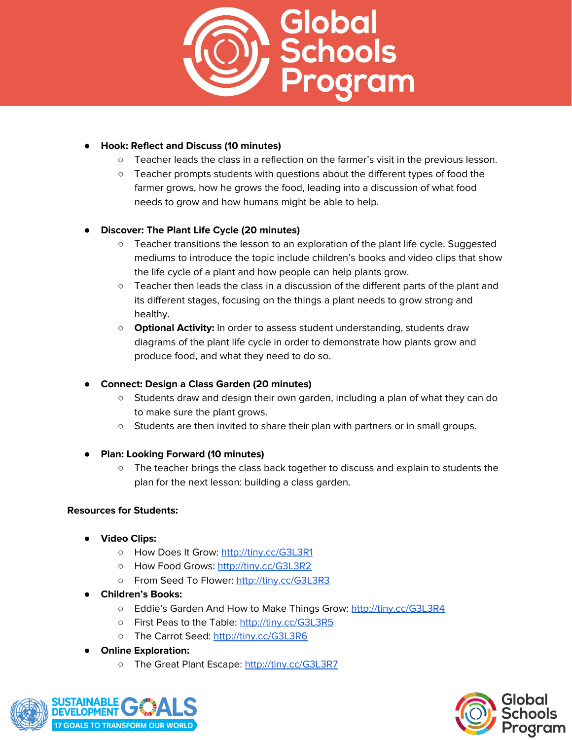- **Hook: Reflect and Discuss (10 minutes)**
  - Teacher leads the class in a reflection on the farmer's visit in the previous lesson.
  - Teacher prompts students with questions about the different types of food the farmer grows, how he grows the food, leading into a discussion of what food needs to grow and how humans might be able to help.

- **Discover: The Plant Life Cycle (20 minutes)**
  - Teacher transitions the lesson to an exploration of the plant life cycle. Suggested mediums to introduce the topic include children's books and video clips that show the life cycle of a plant and how people can help plants grow.
  - Teacher then leads the class in a discussion of the different parts of the plant and its different stages, focusing on the things a plant needs to grow strong and healthy.
  - **Optional Activity:** In order to assess student understanding, students draw diagrams of the plant life cycle in order to demonstrate how plants grow and produce food, and what they need to do so.

- **Connect: Design a Class Garden (20 minutes)**
  - Students draw and design their own garden, including a plan of what they can do to make sure the plant grows.
  - Students are then invited to share their plan with partners or in small groups.

- **Plan: Looking Forward (10 minutes)**
  - The teacher brings the class back together to discuss and explain to students the plan for the next lesson: building a class garden.

**Resources for Students:**

- **Video Clips:**
  - How Does It Grow: http://tiny.cc/G3L3R1
  - How Food Grows: http://tiny.cc/G3L3R2
  - From Seed To Flower: http://tiny.cc/G3L3R3
- **Children's Books:**
  - Eddie's Garden And How to Make Things Grow: http://tiny.cc/G3L3R4
  - First Peas to the Table: http://tiny.cc/G3L3R5
  - The Carrot Seed: http://tiny.cc/G3L3R6
- **Online Exploration:**
  - The Great Plant Escape: http://tiny.cc/G3L3R7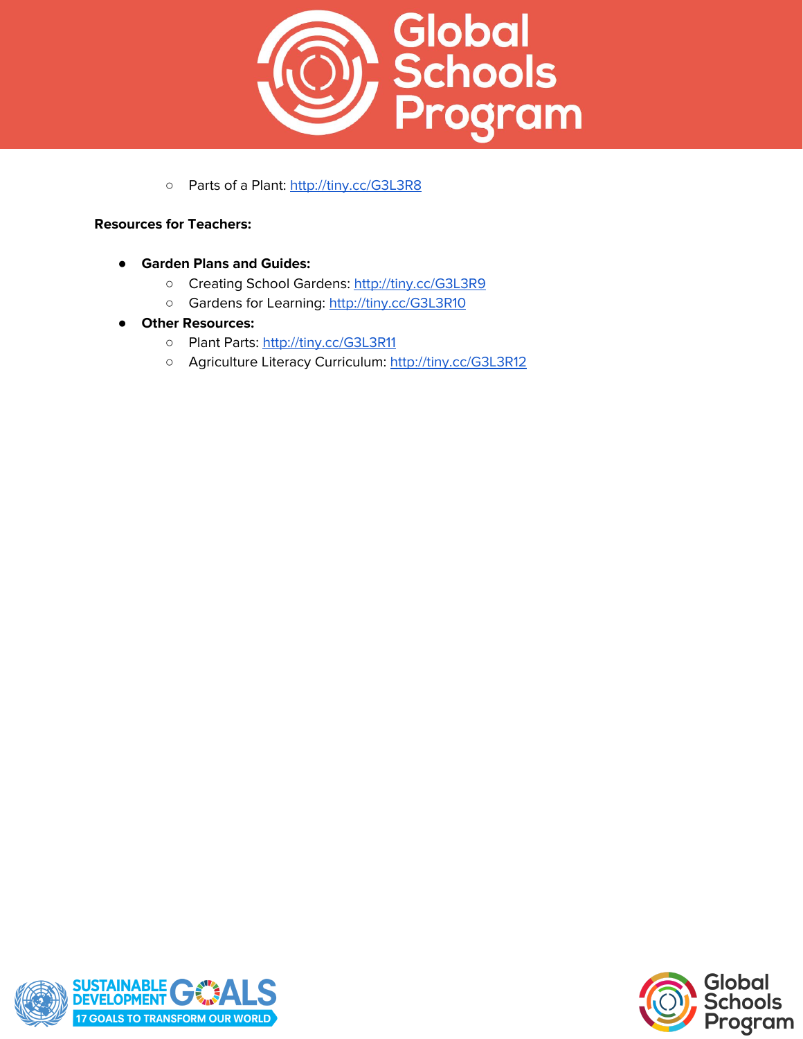- Parts of a Plant: http://tiny.cc/G3L3R8

**Resources for Teachers:**

- **Garden Plans and Guides:**
  - Creating School Gardens: http://tiny.cc/G3L3R9
  - Gardens for Learning: http://tiny.cc/G3L3R10
- **Other Resources:**
  - Plant Parts: http://tiny.cc/G3L3R11
  - Agriculture Literacy Curriculum: http://tiny.cc/G3L3R12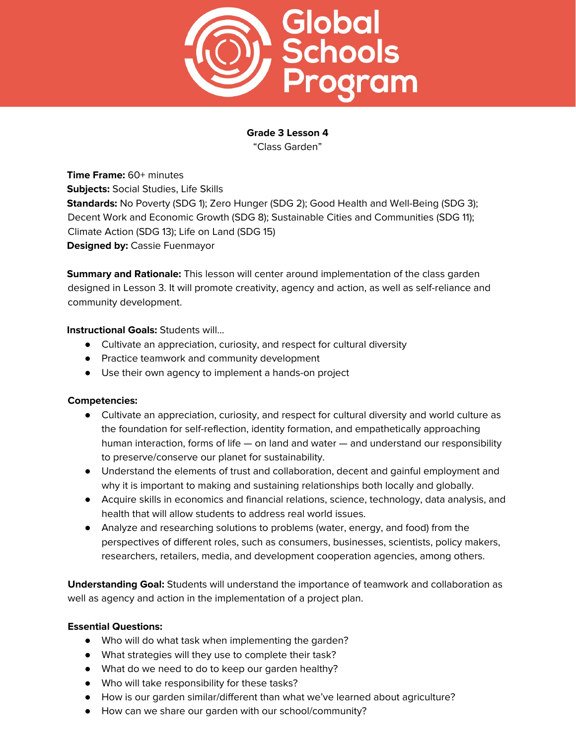**Grade 3 Lesson 4**

"Class Garden"

**Time Frame:** 60+ minutes

**Subjects:** Social Studies, Life Skills

**Standards:** No Poverty (SDG 1); Zero Hunger (SDG 2); Good Health and Well-Being (SDG 3); Decent Work and Economic Growth (SDG 8); Sustainable Cities and Communities (SDG 11); Climate Action (SDG 13); Life on Land (SDG 15)

**Designed by:** Cassie Fuenmayor

**Summary and Rationale:** This lesson will center around implementation of the class garden designed in Lesson 3. It will promote creativity, agency and action, as well as self-reliance and community development.

**Instructional Goals:** Students will...

- Cultivate an appreciation, curiosity, and respect for cultural diversity
- Practice teamwork and community development
- Use their own agency to implement a hands-on project

**Competencies:**

- Cultivate an appreciation, curiosity, and respect for cultural diversity and world culture as the foundation for self-reflection, identity formation, and empathetically approaching human interaction, forms of life — on land and water — and understand our responsibility to preserve/conserve our planet for sustainability.
- Understand the elements of trust and collaboration, decent and gainful employment and why it is important to making and sustaining relationships both locally and globally.
- Acquire skills in economics and financial relations, science, technology, data analysis, and health that will allow students to address real world issues.
- Analyze and researching solutions to problems (water, energy, and food) from the perspectives of different roles, such as consumers, businesses, scientists, policy makers, researchers, retailers, media, and development cooperation agencies, among others.

**Understanding Goal:** Students will understand the importance of teamwork and collaboration as well as agency and action in the implementation of a project plan.

**Essential Questions:**

- Who will do what task when implementing the garden?
- What strategies will they use to complete their task?
- What do we need to do to keep our garden healthy?
- Who will take responsibility for these tasks?
- How is our garden similar/different than what we've learned about agriculture?
- How can we share our garden with our school/community?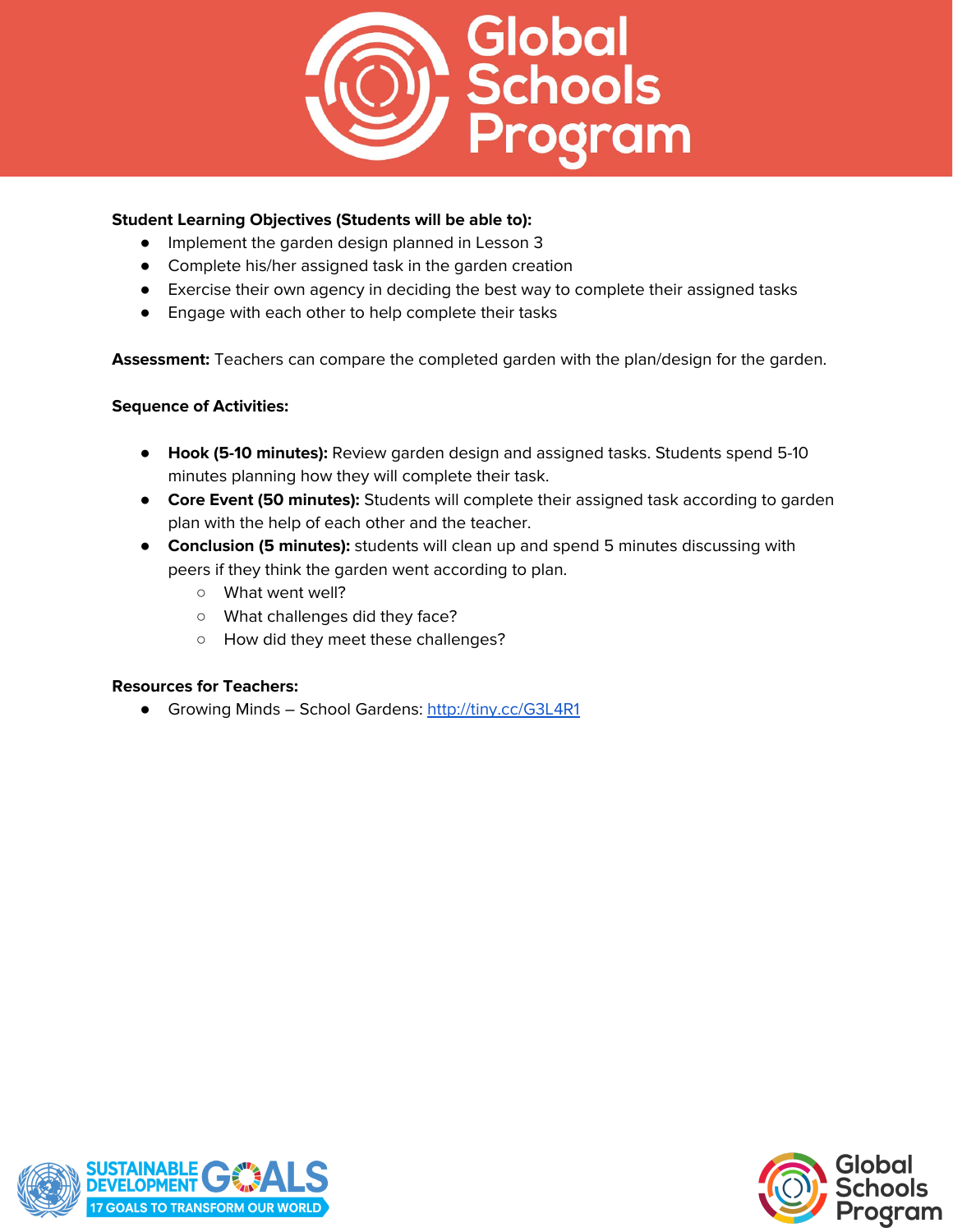**Student Learning Objectives (Students will be able to):**

- Implement the garden design planned in Lesson 3
- Complete his/her assigned task in the garden creation
- Exercise their own agency in deciding the best way to complete their assigned tasks
- Engage with each other to help complete their tasks

**Assessment:** Teachers can compare the completed garden with the plan/design for the garden.

**Sequence of Activities:**

- **Hook (5-10 minutes):** Review garden design and assigned tasks. Students spend 5-10 minutes planning how they will complete their task.
- **Core Event (50 minutes):** Students will complete their assigned task according to garden plan with the help of each other and the teacher.
- **Conclusion (5 minutes):** students will clean up and spend 5 minutes discussing with peers if they think the garden went according to plan.
  - What went well?
  - What challenges did they face?
  - How did they meet these challenges?

**Resources for Teachers:**

- Growing Minds – School Gardens: [http://tiny.cc/G3L4R1](http://tiny.cc/G3L4R1)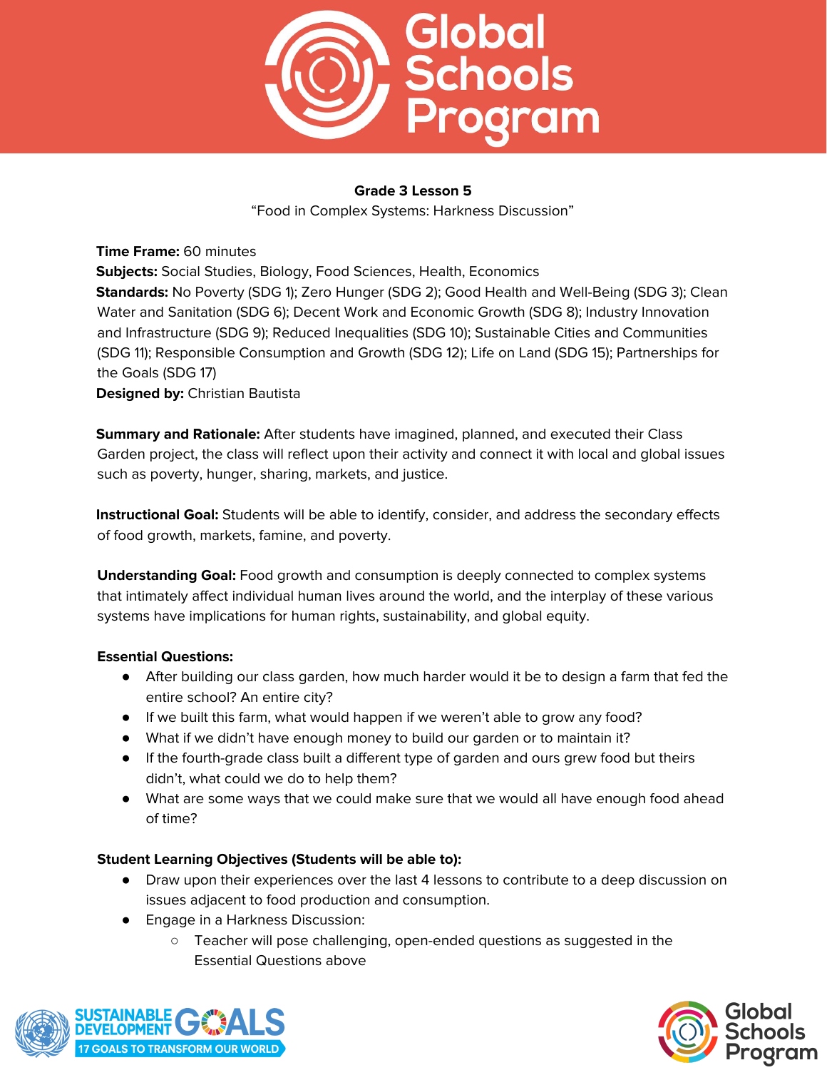**Grade 3 Lesson 5**

"Food in Complex Systems: Harkness Discussion"

**Time Frame:** 60 minutes

**Subjects:** Social Studies, Biology, Food Sciences, Health, Economics

**Standards:** No Poverty (SDG 1); Zero Hunger (SDG 2); Good Health and Well-Being (SDG 3); Clean Water and Sanitation (SDG 6); Decent Work and Economic Growth (SDG 8); Industry Innovation and Infrastructure (SDG 9); Reduced Inequalities (SDG 10); Sustainable Cities and Communities (SDG 11); Responsible Consumption and Growth (SDG 12); Life on Land (SDG 15); Partnerships for the Goals (SDG 17)

**Designed by:** Christian Bautista

**Summary and Rationale:** After students have imagined, planned, and executed their Class Garden project, the class will reflect upon their activity and connect it with local and global issues such as poverty, hunger, sharing, markets, and justice.

**Instructional Goal:** Students will be able to identify, consider, and address the secondary effects of food growth, markets, famine, and poverty.

**Understanding Goal:** Food growth and consumption is deeply connected to complex systems that intimately affect individual human lives around the world, and the interplay of these various systems have implications for human rights, sustainability, and global equity.

**Essential Questions:**

- After building our class garden, how much harder would it be to design a farm that fed the entire school? An entire city?
- If we built this farm, what would happen if we weren't able to grow any food?
- What if we didn't have enough money to build our garden or to maintain it?
- If the fourth-grade class built a different type of garden and ours grew food but theirs didn't, what could we do to help them?
- What are some ways that we could make sure that we would all have enough food ahead of time?

**Student Learning Objectives (Students will be able to):**

- Draw upon their experiences over the last 4 lessons to contribute to a deep discussion on issues adjacent to food production and consumption.
- Engage in a Harkness Discussion:
  - Teacher will pose challenging, open-ended questions as suggested in the Essential Questions above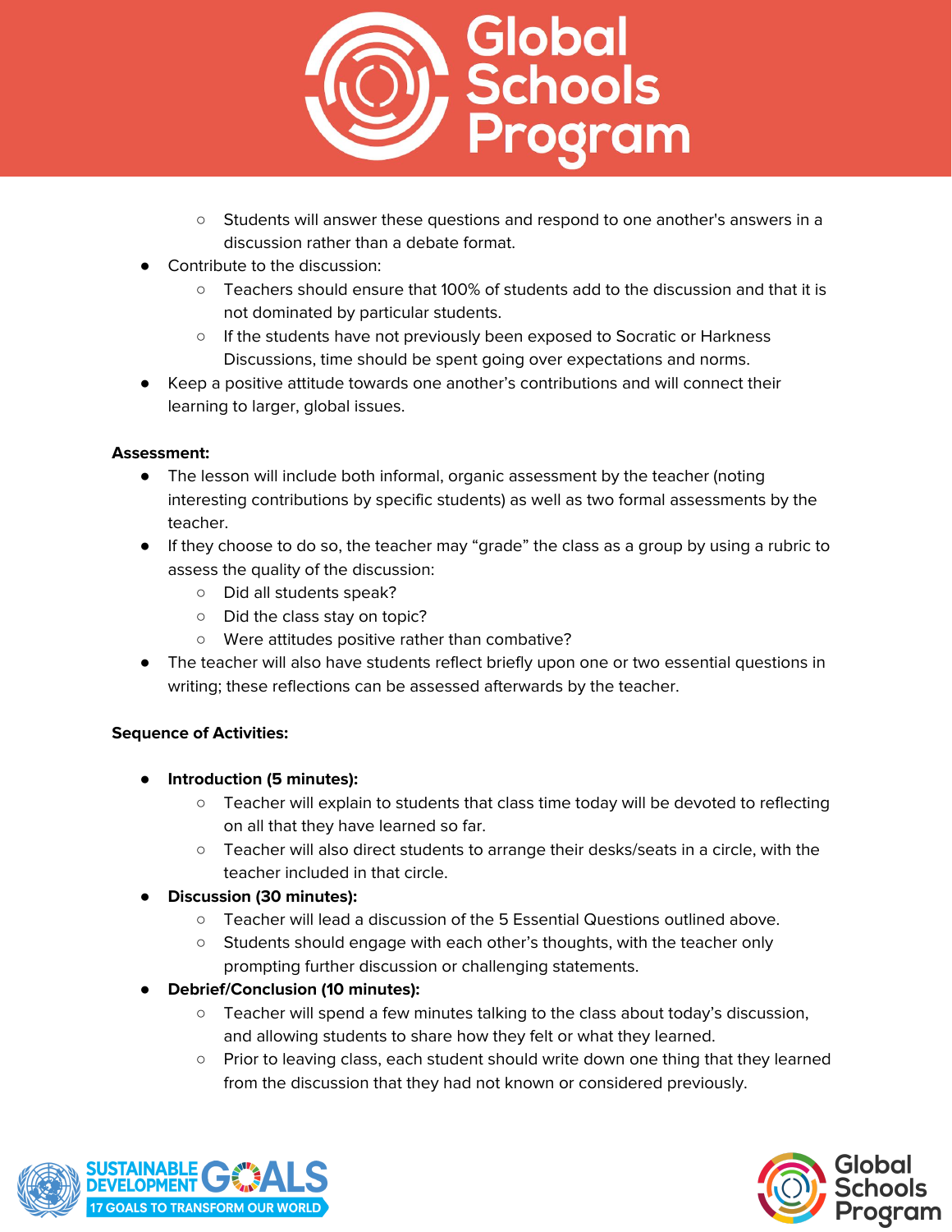- Students will answer these questions and respond to one another's answers in a discussion rather than a debate format.
- Contribute to the discussion:
  - Teachers should ensure that 100% of students add to the discussion and that it is not dominated by particular students.
  - If the students have not previously been exposed to Socratic or Harkness Discussions, time should be spent going over expectations and norms.
- Keep a positive attitude towards one another's contributions and will connect their learning to larger, global issues.

**Assessment:**

- The lesson will include both informal, organic assessment by the teacher (noting interesting contributions by specific students) as well as two formal assessments by the teacher.
- If they choose to do so, the teacher may "grade" the class as a group by using a rubric to assess the quality of the discussion:
  - Did all students speak?
  - Did the class stay on topic?
  - Were attitudes positive rather than combative?
- The teacher will also have students reflect briefly upon one or two essential questions in writing; these reflections can be assessed afterwards by the teacher.

**Sequence of Activities:**

- **Introduction (5 minutes):**
  - Teacher will explain to students that class time today will be devoted to reflecting on all that they have learned so far.
  - Teacher will also direct students to arrange their desks/seats in a circle, with the teacher included in that circle.
- **Discussion (30 minutes):**
  - Teacher will lead a discussion of the 5 Essential Questions outlined above.
  - Students should engage with each other's thoughts, with the teacher only prompting further discussion or challenging statements.
- **Debrief/Conclusion (10 minutes):**
  - Teacher will spend a few minutes talking to the class about today's discussion, and allowing students to share how they felt or what they learned.
  - Prior to leaving class, each student should write down one thing that they learned from the discussion that they had not known or considered previously.